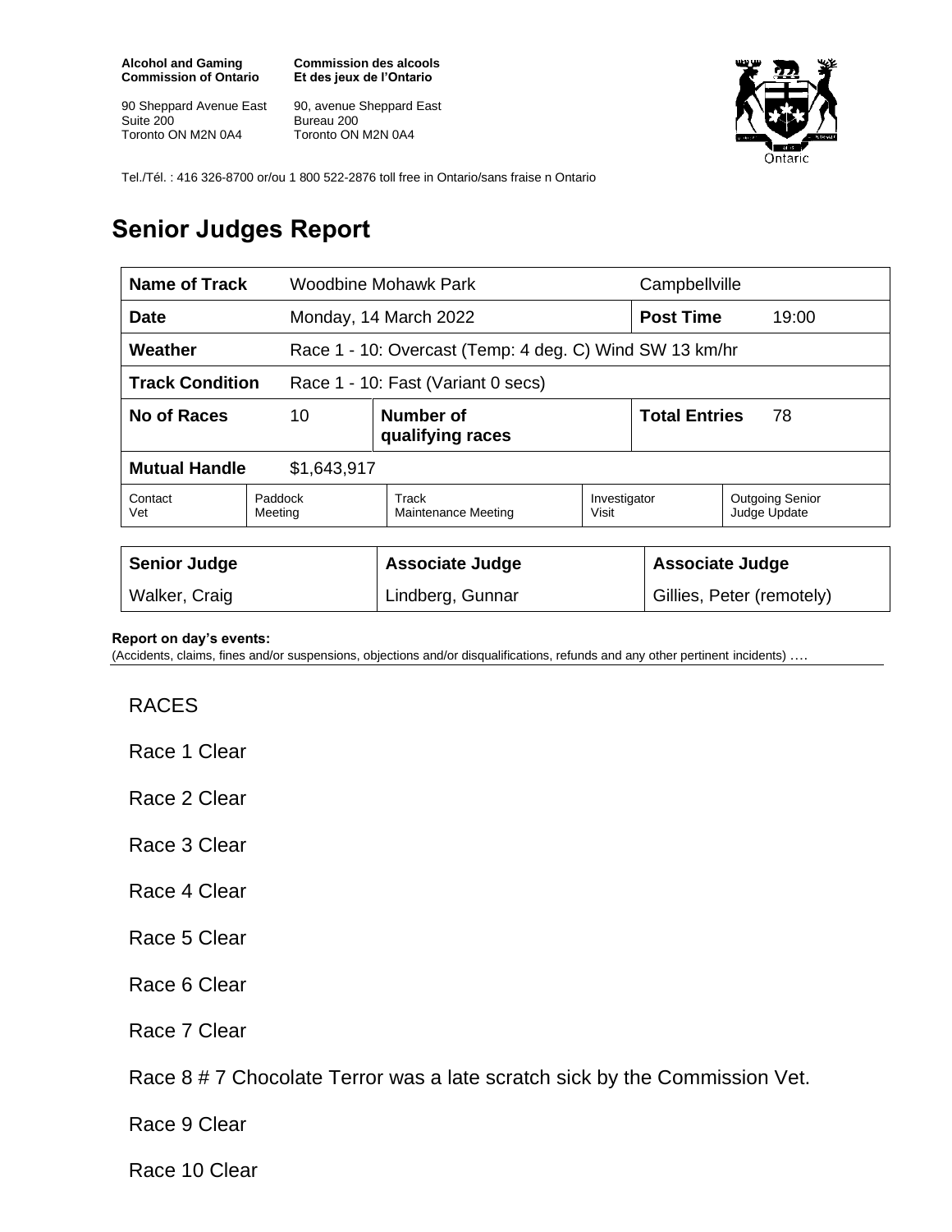**Alcohol and Gaming Commission of Ontario**
90 Sheppard Avenue East
Suite 200
Toronto ON M2N 0A4

**Commission des alcools Et des jeux de l'Ontario**
90, avenue Sheppard East
Bureau 200
Toronto ON M2N 0A4

Tel./Tél. : 416 326-8700 or/ou 1 800 522-2876 toll free in Ontario/sans fraise n Ontario

# Senior Judges Report

| **Name of Track** | Woodbine Mohawk Park | | Campbellville | |
|---|---|---|---|---|
| **Date** | Monday, 14 March 2022 | | **Post Time** | 19:00 |
| **Weather** | Race 1 - 10: Overcast (Temp: 4 deg. C) Wind SW 13 km/hr | | | |
| **Track Condition** | Race 1 - 10: Fast (Variant 0 secs) | | | |
| **No of Races** | 10 | **Number of qualifying races** | **Total Entries** | 78 |
| **Mutual Handle** | $1,643,917 | | | |

| Contact Vet | Paddock Meeting | Track Maintenance Meeting | Investigator Visit | Outgoing Senior Judge Update |
|---|---|---|---|---|
| | | | | |

| **Senior Judge** | **Associate Judge** | **Associate Judge** |
|---|---|---|
| Walker, Craig | Lindberg, Gunnar | Gillies, Peter (remotely) |

**Report on day's events:**
(Accidents, claims, fines and/or suspensions, objections and/or disqualifications, refunds and any other pertinent incidents) ….

RACES

Race 1 Clear

Race 2 Clear

Race 3 Clear

Race 4 Clear

Race 5 Clear

Race 6 Clear

Race 7 Clear

Race 8 # 7 Chocolate Terror was a late scratch sick by the Commission Vet.

Race 9 Clear

Race 10 Clear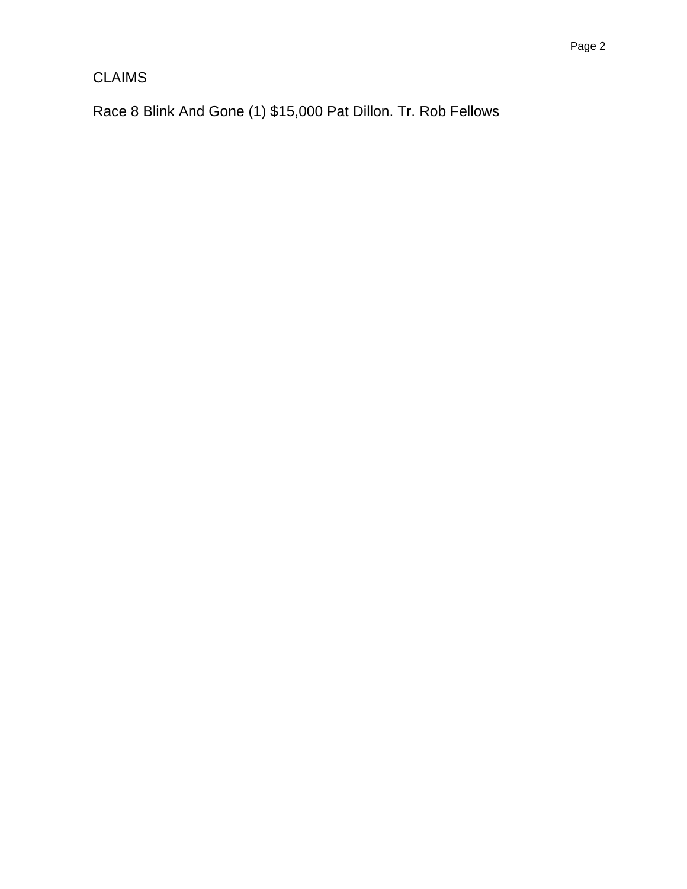CLAIMS

Race 8 Blink And Gone (1) $15,000 Pat Dillon. Tr. Rob Fellows